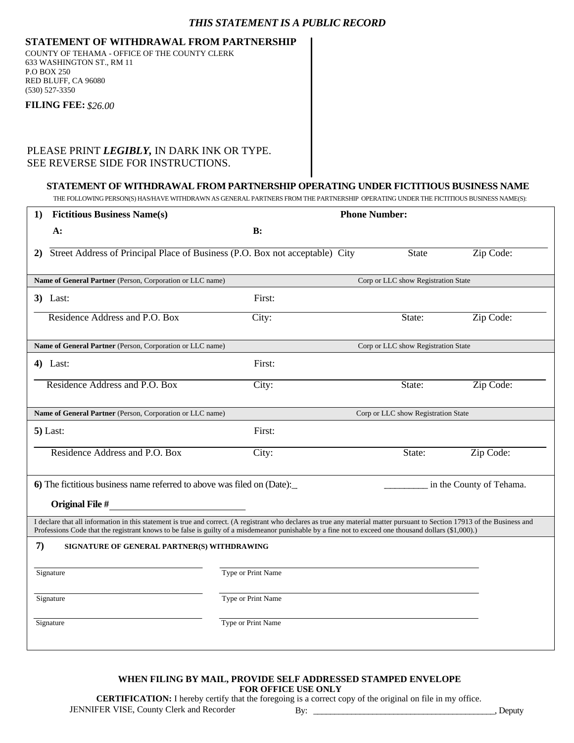*THIS STATEMENT IS A PUBLIC RECORD*

**STATEMENT OF WITHDRAWAL FROM PARTNERSHIP**

COUNTY OF TEHAMA - OFFICE OF THE COUNTY CLERK
633 WASHINGTON ST., RM 11
P.O BOX 250
RED BLUFF, CA 96080
(530) 527-3350

**FILING FEE:** *$26.00*

PLEASE PRINT ***LEGIBLY,*** IN DARK INK OR TYPE.
SEE REVERSE SIDE FOR INSTRUCTIONS.

**STATEMENT OF WITHDRAWAL FROM PARTNERSHIP OPERATING UNDER FICTITIOUS BUSINESS NAME**

THE FOLLOWING PERSON(S) HAS/HAVE WITHDRAWN AS GENERAL PARTNERS FROM THE PARTNERSHIP OPERATING UNDER THE FICTITIOUS BUSINESS NAME(S):

**1) Fictitious Business Name(s)** **Phone Number:**

**A:** **B:**

**2)** Street Address of Principal Place of Business (P.O. Box not acceptable) City State Zip Code:

**Name of General Partner** (Person, Corporation or LLC name) Corp or LLC show Registration State

**3)** Last: First:

Residence Address and P.O. Box City: State: Zip Code:

**Name of General Partner** (Person, Corporation or LLC name) Corp or LLC show Registration State

**4)** Last: First:

Residence Address and P.O. Box City: State: Zip Code:

**Name of General Partner** (Person, Corporation or LLC name) Corp or LLC show Registration State

**5)** Last: First:

Residence Address and P.O. Box City: State: Zip Code:

**6)** The fictitious business name referred to above was filed on (Date):_ _________ in the County of Tehama.

**Original File #**____________________________

I declare that all information in this statement is true and correct. (A registrant who declares as true any material matter pursuant to Section 17913 of the Business and Professions Code that the registrant knows to be false is guilty of a misdemeanor punishable by a fine not to exceed one thousand dollars ($1,000).)

**7) SIGNATURE OF GENERAL PARTNER(S) WITHDRAWING**

| Signature | Type or Print Name |
|---|---|
| Signature | Type or Print Name |
| Signature | Type or Print Name |

**WHEN FILING BY MAIL, PROVIDE SELF ADDRESSED STAMPED ENVELOPE**

**FOR OFFICE USE ONLY**

**CERTIFICATION:** I hereby certify that the foregoing is a correct copy of the original on file in my office.

JENNIFER VISE, County Clerk and Recorder By: __________________________________________, Deputy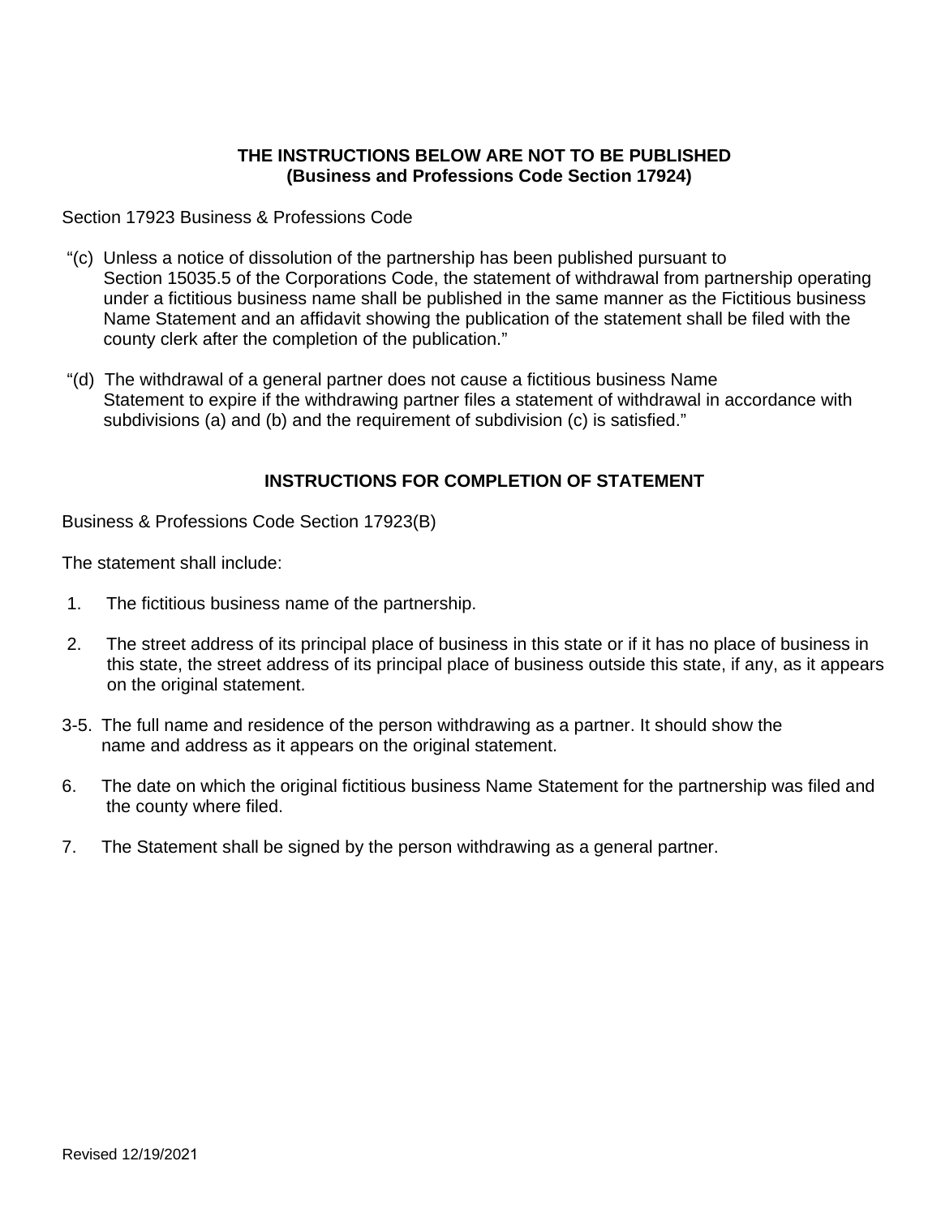**THE INSTRUCTIONS BELOW ARE NOT TO BE PUBLISHED**
**(Business and Professions Code Section 17924)**

Section 17923 Business & Professions Code

"(c) Unless a notice of dissolution of the partnership has been published pursuant to Section 15035.5 of the Corporations Code, the statement of withdrawal from partnership operating under a fictitious business name shall be published in the same manner as the Fictitious business Name Statement and an affidavit showing the publication of the statement shall be filed with the county clerk after the completion of the publication."

"(d) The withdrawal of a general partner does not cause a fictitious business Name Statement to expire if the withdrawing partner files a statement of withdrawal in accordance with subdivisions (a) and (b) and the requirement of subdivision (c) is satisfied."

**INSTRUCTIONS FOR COMPLETION OF STATEMENT**

Business & Professions Code Section 17923(B)

The statement shall include:

1. The fictitious business name of the partnership.

2. The street address of its principal place of business in this state or if it has no place of business in this state, the street address of its principal place of business outside this state, if any, as it appears on the original statement.

3-5. The full name and residence of the person withdrawing as a partner. It should show the name and address as it appears on the original statement.

6. The date on which the original fictitious business Name Statement for the partnership was filed and the county where filed.

7. The Statement shall be signed by the person withdrawing as a general partner.

Revised 12/19/2021